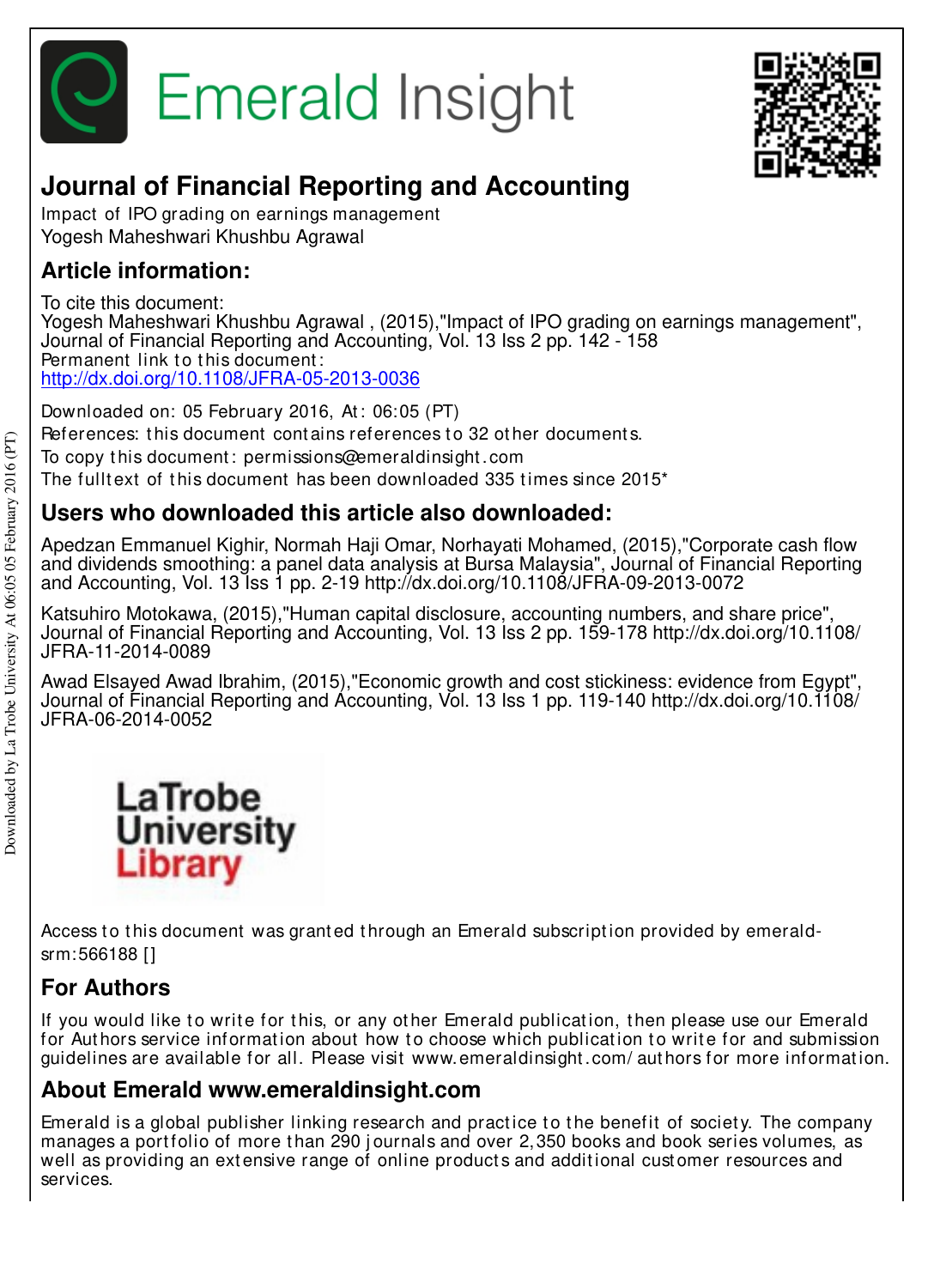# Emerald Insight

## Journal of Financial Reporting and Accounting

Impact of IPO grading on earnings management
Yogesh Maheshwari Khushbu Agrawal

## Article information:

To cite this document:
Yogesh Maheshwari Khushbu Agrawal , (2015),"Impact of IPO grading on earnings management", Journal of Financial Reporting and Accounting, Vol. 13 Iss 2 pp. 142 - 158
Permanent link to this document:
http://dx.doi.org/10.1108/JFRA-05-2013-0036

Downloaded on: 05 February 2016, At: 06:05 (PT)
References: this document contains references to 32 other documents.
To copy this document: permissions@emeraldinsight.com
The fulltext of this document has been downloaded 335 times since 2015*

## Users who downloaded this article also downloaded:

Apedzan Emmanuel Kighir, Normah Haji Omar, Norhayati Mohamed, (2015),"Corporate cash flow and dividends smoothing: a panel data analysis at Bursa Malaysia", Journal of Financial Reporting and Accounting, Vol. 13 Iss 1 pp. 2-19 http://dx.doi.org/10.1108/JFRA-09-2013-0072

Katsuhiro Motokawa, (2015),"Human capital disclosure, accounting numbers, and share price", Journal of Financial Reporting and Accounting, Vol. 13 Iss 2 pp. 159-178 http://dx.doi.org/10.1108/JFRA-11-2014-0089

Awad Elsayed Awad Ibrahim, (2015),"Economic growth and cost stickiness: evidence from Egypt", Journal of Financial Reporting and Accounting, Vol. 13 Iss 1 pp. 119-140 http://dx.doi.org/10.1108/JFRA-06-2014-0052

LaTrobe University Library

Access to this document was granted through an Emerald subscription provided by emerald-srm:566188 []

## For Authors

If you would like to write for this, or any other Emerald publication, then please use our Emerald for Authors service information about how to choose which publication to write for and submission guidelines are available for all. Please visit www.emeraldinsight.com/authors for more information.

## About Emerald www.emeraldinsight.com

Emerald is a global publisher linking research and practice to the benefit of society. The company manages a portfolio of more than 290 journals and over 2,350 books and book series volumes, as well as providing an extensive range of online products and additional customer resources and services.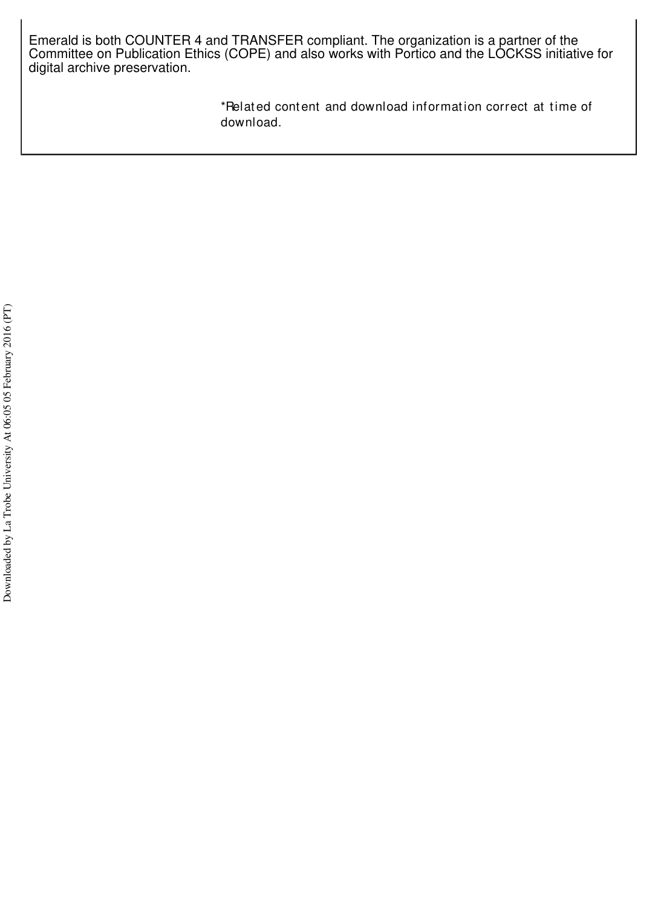Emerald is both COUNTER 4 and TRANSFER compliant. The organization is a partner of the Committee on Publication Ethics (COPE) and also works with Portico and the LOCKSS initiative for digital archive preservation.

*Related content and download information correct at time of download.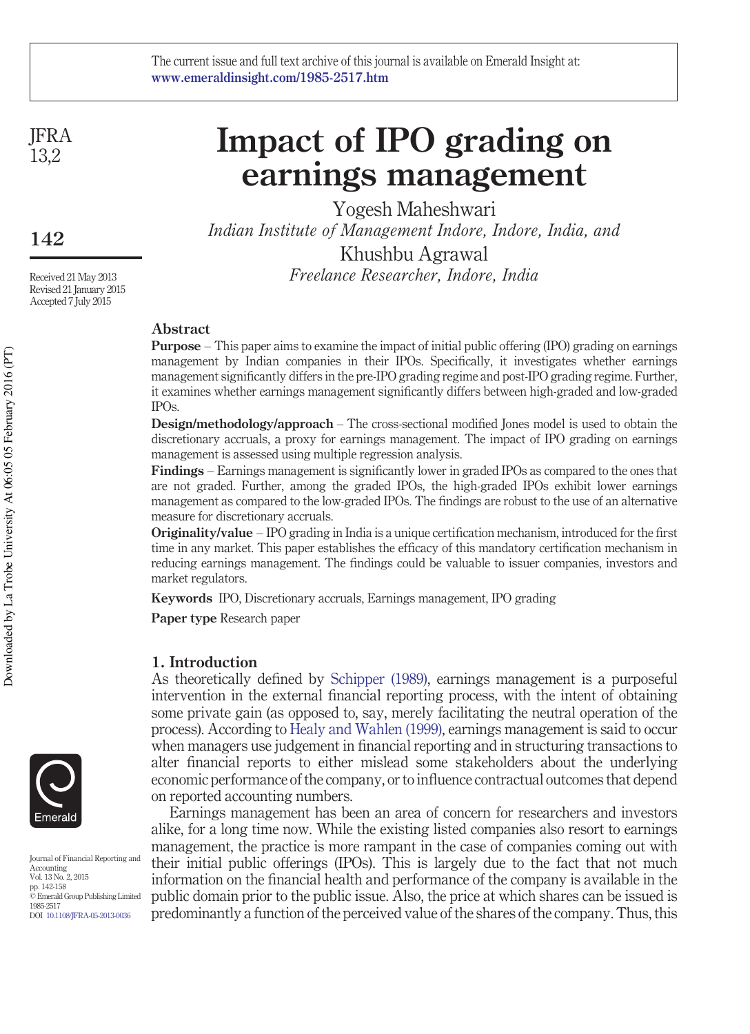# Impact of IPO grading on earnings management

Yogesh Maheshwari
*Indian Institute of Management Indore, Indore, India, and*
Khushbu Agrawal
*Freelance Researcher, Indore, India*

Received 21 May 2013
Revised 21 January 2015
Accepted 7 July 2015

## Abstract

**Purpose** – This paper aims to examine the impact of initial public offering (IPO) grading on earnings management by Indian companies in their IPOs. Specifically, it investigates whether earnings management significantly differs in the pre-IPO grading regime and post-IPO grading regime. Further, it examines whether earnings management significantly differs between high-graded and low-graded IPOs.

**Design/methodology/approach** – The cross-sectional modified Jones model is used to obtain the discretionary accruals, a proxy for earnings management. The impact of IPO grading on earnings management is assessed using multiple regression analysis.

**Findings** – Earnings management is significantly lower in graded IPOs as compared to the ones that are not graded. Further, among the graded IPOs, the high-graded IPOs exhibit lower earnings management as compared to the low-graded IPOs. The findings are robust to the use of an alternative measure for discretionary accruals.

**Originality/value** – IPO grading in India is a unique certification mechanism, introduced for the first time in any market. This paper establishes the efficacy of this mandatory certification mechanism in reducing earnings management. The findings could be valuable to issuer companies, investors and market regulators.

**Keywords** IPO, Discretionary accruals, Earnings management, IPO grading

**Paper type** Research paper

## 1. Introduction

As theoretically defined by Schipper (1989), earnings management is a purposeful intervention in the external financial reporting process, with the intent of obtaining some private gain (as opposed to, say, merely facilitating the neutral operation of the process). According to Healy and Wahlen (1999), earnings management is said to occur when managers use judgement in financial reporting and in structuring transactions to alter financial reports to either mislead some stakeholders about the underlying economic performance of the company, or to influence contractual outcomes that depend on reported accounting numbers.

Earnings management has been an area of concern for researchers and investors alike, for a long time now. While the existing listed companies also resort to earnings management, the practice is more rampant in the case of companies coming out with their initial public offerings (IPOs). This is largely due to the fact that not much information on the financial health and performance of the company is available in the public domain prior to the public issue. Also, the price at which shares can be issued is predominantly a function of the perceived value of the shares of the company. Thus, this

Journal of Financial Reporting and Accounting
Vol. 13 No. 2, 2015
pp. 142-158
© Emerald Group Publishing Limited
1985-2517
DOI 10.1108/JFRA-05-2013-0036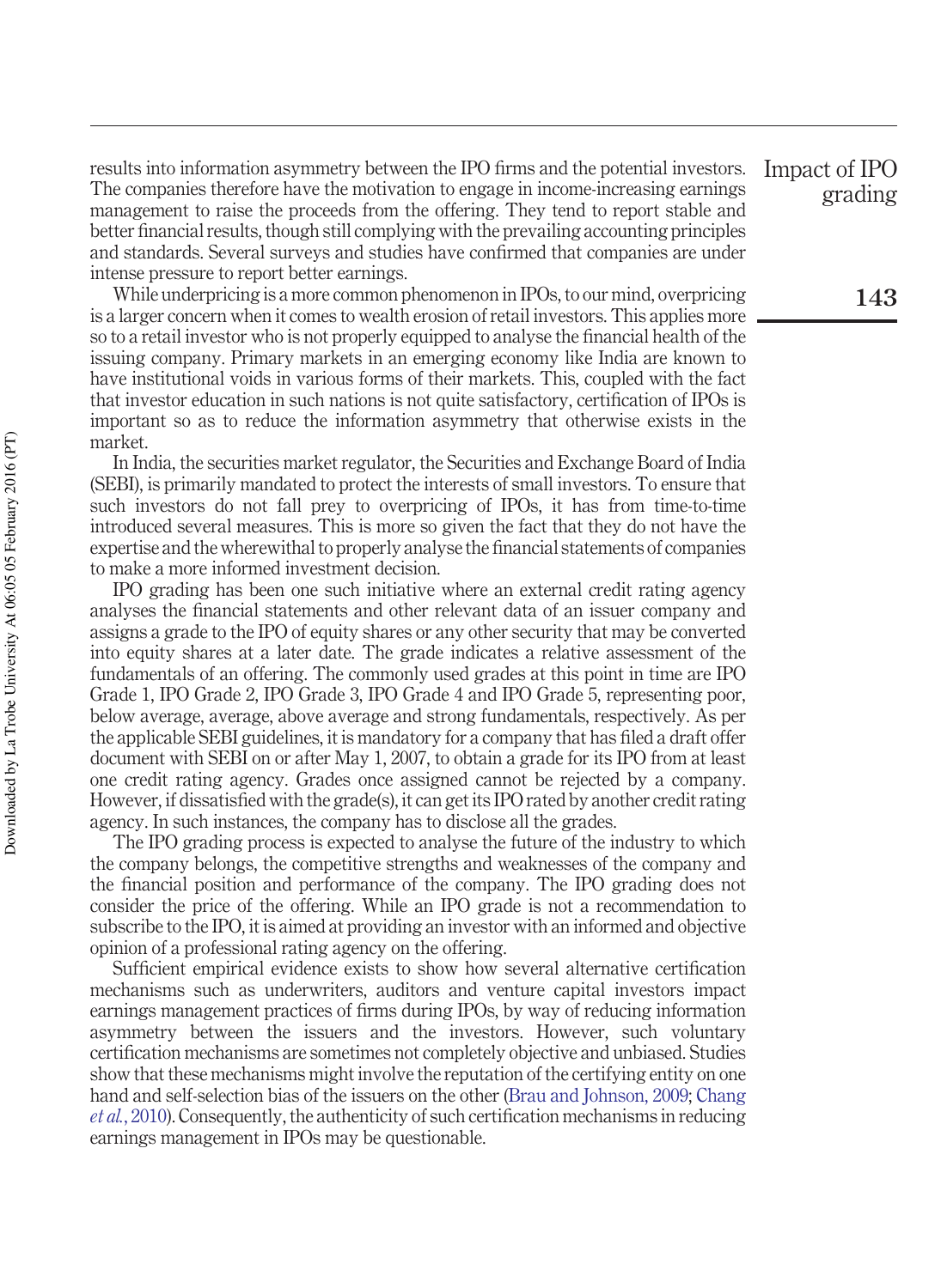results into information asymmetry between the IPO firms and the potential investors. The companies therefore have the motivation to engage in income-increasing earnings management to raise the proceeds from the offering. They tend to report stable and better financial results, though still complying with the prevailing accounting principles and standards. Several surveys and studies have confirmed that companies are under intense pressure to report better earnings.

While underpricing is a more common phenomenon in IPOs, to our mind, overpricing is a larger concern when it comes to wealth erosion of retail investors. This applies more so to a retail investor who is not properly equipped to analyse the financial health of the issuing company. Primary markets in an emerging economy like India are known to have institutional voids in various forms of their markets. This, coupled with the fact that investor education in such nations is not quite satisfactory, certification of IPOs is important so as to reduce the information asymmetry that otherwise exists in the market.

In India, the securities market regulator, the Securities and Exchange Board of India (SEBI), is primarily mandated to protect the interests of small investors. To ensure that such investors do not fall prey to overpricing of IPOs, it has from time-to-time introduced several measures. This is more so given the fact that they do not have the expertise and the wherewithal to properly analyse the financial statements of companies to make a more informed investment decision.

IPO grading has been one such initiative where an external credit rating agency analyses the financial statements and other relevant data of an issuer company and assigns a grade to the IPO of equity shares or any other security that may be converted into equity shares at a later date. The grade indicates a relative assessment of the fundamentals of an offering. The commonly used grades at this point in time are IPO Grade 1, IPO Grade 2, IPO Grade 3, IPO Grade 4 and IPO Grade 5, representing poor, below average, average, above average and strong fundamentals, respectively. As per the applicable SEBI guidelines, it is mandatory for a company that has filed a draft offer document with SEBI on or after May 1, 2007, to obtain a grade for its IPO from at least one credit rating agency. Grades once assigned cannot be rejected by a company. However, if dissatisfied with the grade(s), it can get its IPO rated by another credit rating agency. In such instances, the company has to disclose all the grades.

The IPO grading process is expected to analyse the future of the industry to which the company belongs, the competitive strengths and weaknesses of the company and the financial position and performance of the company. The IPO grading does not consider the price of the offering. While an IPO grade is not a recommendation to subscribe to the IPO, it is aimed at providing an investor with an informed and objective opinion of a professional rating agency on the offering.

Sufficient empirical evidence exists to show how several alternative certification mechanisms such as underwriters, auditors and venture capital investors impact earnings management practices of firms during IPOs, by way of reducing information asymmetry between the issuers and the investors. However, such voluntary certification mechanisms are sometimes not completely objective and unbiased. Studies show that these mechanisms might involve the reputation of the certifying entity on one hand and self-selection bias of the issuers on the other (Brau and Johnson, 2009; Chang *et al.*, 2010). Consequently, the authenticity of such certification mechanisms in reducing earnings management in IPOs may be questionable.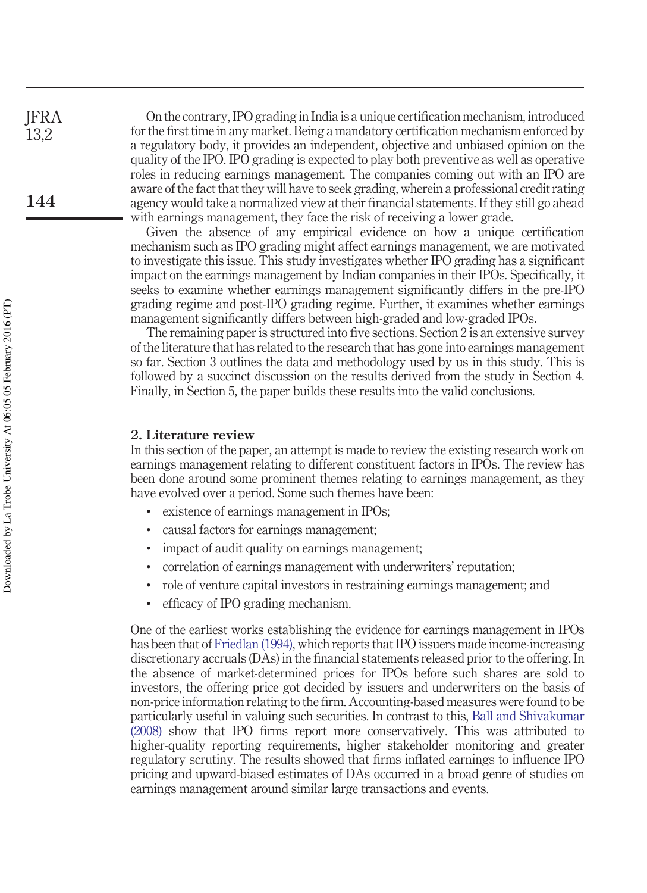On the contrary, IPO grading in India is a unique certification mechanism, introduced for the first time in any market. Being a mandatory certification mechanism enforced by a regulatory body, it provides an independent, objective and unbiased opinion on the quality of the IPO. IPO grading is expected to play both preventive as well as operative roles in reducing earnings management. The companies coming out with an IPO are aware of the fact that they will have to seek grading, wherein a professional credit rating agency would take a normalized view at their financial statements. If they still go ahead with earnings management, they face the risk of receiving a lower grade.

Given the absence of any empirical evidence on how a unique certification mechanism such as IPO grading might affect earnings management, we are motivated to investigate this issue. This study investigates whether IPO grading has a significant impact on the earnings management by Indian companies in their IPOs. Specifically, it seeks to examine whether earnings management significantly differs in the pre-IPO grading regime and post-IPO grading regime. Further, it examines whether earnings management significantly differs between high-graded and low-graded IPOs.

The remaining paper is structured into five sections. Section 2 is an extensive survey of the literature that has related to the research that has gone into earnings management so far. Section 3 outlines the data and methodology used by us in this study. This is followed by a succinct discussion on the results derived from the study in Section 4. Finally, in Section 5, the paper builds these results into the valid conclusions.

## 2. Literature review

In this section of the paper, an attempt is made to review the existing research work on earnings management relating to different constituent factors in IPOs. The review has been done around some prominent themes relating to earnings management, as they have evolved over a period. Some such themes have been:

- existence of earnings management in IPOs;
- causal factors for earnings management;
- impact of audit quality on earnings management;
- correlation of earnings management with underwriters' reputation;
- role of venture capital investors in restraining earnings management; and
- efficacy of IPO grading mechanism.

One of the earliest works establishing the evidence for earnings management in IPOs has been that of Friedlan (1994), which reports that IPO issuers made income-increasing discretionary accruals (DAs) in the financial statements released prior to the offering. In the absence of market-determined prices for IPOs before such shares are sold to investors, the offering price got decided by issuers and underwriters on the basis of non-price information relating to the firm. Accounting-based measures were found to be particularly useful in valuing such securities. In contrast to this, Ball and Shivakumar (2008) show that IPO firms report more conservatively. This was attributed to higher-quality reporting requirements, higher stakeholder monitoring and greater regulatory scrutiny. The results showed that firms inflated earnings to influence IPO pricing and upward-biased estimates of DAs occurred in a broad genre of studies on earnings management around similar large transactions and events.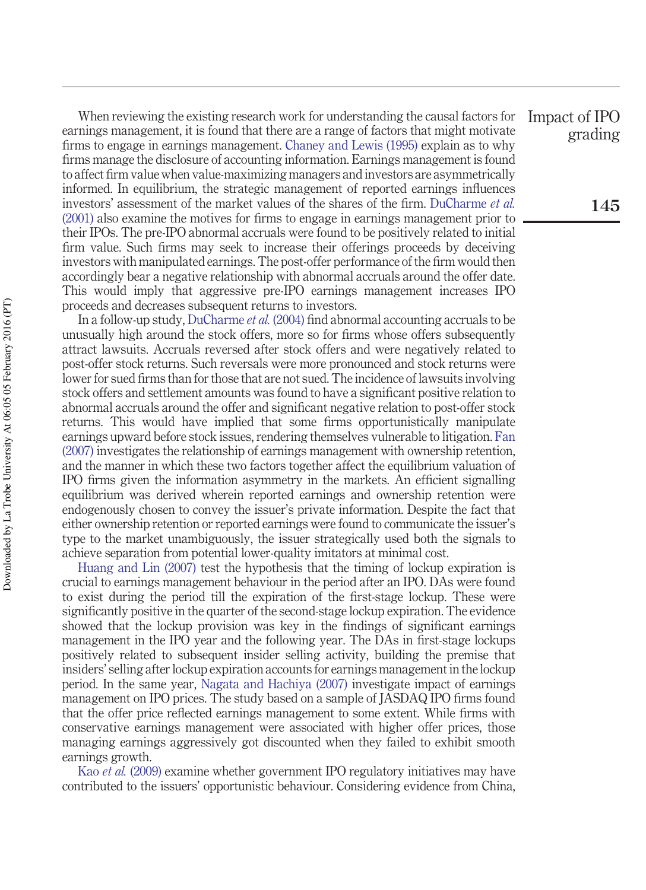When reviewing the existing research work for understanding the causal factors for earnings management, it is found that there are a range of factors that might motivate firms to engage in earnings management. Chaney and Lewis (1995) explain as to why firms manage the disclosure of accounting information. Earnings management is found to affect firm value when value-maximizing managers and investors are asymmetrically informed. In equilibrium, the strategic management of reported earnings influences investors' assessment of the market values of the shares of the firm. DuCharme *et al.* (2001) also examine the motives for firms to engage in earnings management prior to their IPOs. The pre-IPO abnormal accruals were found to be positively related to initial firm value. Such firms may seek to increase their offerings proceeds by deceiving investors with manipulated earnings. The post-offer performance of the firm would then accordingly bear a negative relationship with abnormal accruals around the offer date. This would imply that aggressive pre-IPO earnings management increases IPO proceeds and decreases subsequent returns to investors.

In a follow-up study, DuCharme *et al.* (2004) find abnormal accounting accruals to be unusually high around the stock offers, more so for firms whose offers subsequently attract lawsuits. Accruals reversed after stock offers and were negatively related to post-offer stock returns. Such reversals were more pronounced and stock returns were lower for sued firms than for those that are not sued. The incidence of lawsuits involving stock offers and settlement amounts was found to have a significant positive relation to abnormal accruals around the offer and significant negative relation to post-offer stock returns. This would have implied that some firms opportunistically manipulate earnings upward before stock issues, rendering themselves vulnerable to litigation. Fan (2007) investigates the relationship of earnings management with ownership retention, and the manner in which these two factors together affect the equilibrium valuation of IPO firms given the information asymmetry in the markets. An efficient signalling equilibrium was derived wherein reported earnings and ownership retention were endogenously chosen to convey the issuer's private information. Despite the fact that either ownership retention or reported earnings were found to communicate the issuer's type to the market unambiguously, the issuer strategically used both the signals to achieve separation from potential lower-quality imitators at minimal cost.

Huang and Lin (2007) test the hypothesis that the timing of lockup expiration is crucial to earnings management behaviour in the period after an IPO. DAs were found to exist during the period till the expiration of the first-stage lockup. These were significantly positive in the quarter of the second-stage lockup expiration. The evidence showed that the lockup provision was key in the findings of significant earnings management in the IPO year and the following year. The DAs in first-stage lockups positively related to subsequent insider selling activity, building the premise that insiders' selling after lockup expiration accounts for earnings management in the lockup period. In the same year, Nagata and Hachiya (2007) investigate impact of earnings management on IPO prices. The study based on a sample of JASDAQ IPO firms found that the offer price reflected earnings management to some extent. While firms with conservative earnings management were associated with higher offer prices, those managing earnings aggressively got discounted when they failed to exhibit smooth earnings growth.

Kao *et al.* (2009) examine whether government IPO regulatory initiatives may have contributed to the issuers' opportunistic behaviour. Considering evidence from China,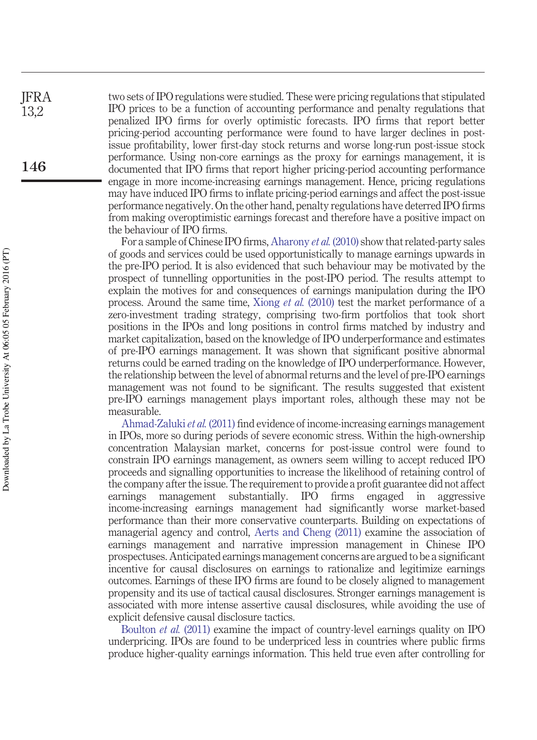two sets of IPO regulations were studied. These were pricing regulations that stipulated IPO prices to be a function of accounting performance and penalty regulations that penalized IPO firms for overly optimistic forecasts. IPO firms that report better pricing-period accounting performance were found to have larger declines in post-issue profitability, lower first-day stock returns and worse long-run post-issue stock performance. Using non-core earnings as the proxy for earnings management, it is documented that IPO firms that report higher pricing-period accounting performance engage in more income-increasing earnings management. Hence, pricing regulations may have induced IPO firms to inflate pricing-period earnings and affect the post-issue performance negatively. On the other hand, penalty regulations have deterred IPO firms from making overoptimistic earnings forecast and therefore have a positive impact on the behaviour of IPO firms.

For a sample of Chinese IPO firms, Aharony *et al.* (2010) show that related-party sales of goods and services could be used opportunistically to manage earnings upwards in the pre-IPO period. It is also evidenced that such behaviour may be motivated by the prospect of tunnelling opportunities in the post-IPO period. The results attempt to explain the motives for and consequences of earnings manipulation during the IPO process. Around the same time, Xiong *et al.* (2010) test the market performance of a zero-investment trading strategy, comprising two-firm portfolios that took short positions in the IPOs and long positions in control firms matched by industry and market capitalization, based on the knowledge of IPO underperformance and estimates of pre-IPO earnings management. It was shown that significant positive abnormal returns could be earned trading on the knowledge of IPO underperformance. However, the relationship between the level of abnormal returns and the level of pre-IPO earnings management was not found to be significant. The results suggested that existent pre-IPO earnings management plays important roles, although these may not be measurable.

Ahmad-Zaluki *et al.* (2011) find evidence of income-increasing earnings management in IPOs, more so during periods of severe economic stress. Within the high-ownership concentration Malaysian market, concerns for post-issue control were found to constrain IPO earnings management, as owners seem willing to accept reduced IPO proceeds and signalling opportunities to increase the likelihood of retaining control of the company after the issue. The requirement to provide a profit guarantee did not affect earnings management substantially. IPO firms engaged in aggressive income-increasing earnings management had significantly worse market-based performance than their more conservative counterparts. Building on expectations of managerial agency and control, Aerts and Cheng (2011) examine the association of earnings management and narrative impression management in Chinese IPO prospectuses. Anticipated earnings management concerns are argued to be a significant incentive for causal disclosures on earnings to rationalize and legitimize earnings outcomes. Earnings of these IPO firms are found to be closely aligned to management propensity and its use of tactical causal disclosures. Stronger earnings management is associated with more intense assertive causal disclosures, while avoiding the use of explicit defensive causal disclosure tactics.

Boulton *et al.* (2011) examine the impact of country-level earnings quality on IPO underpricing. IPOs are found to be underpriced less in countries where public firms produce higher-quality earnings information. This held true even after controlling for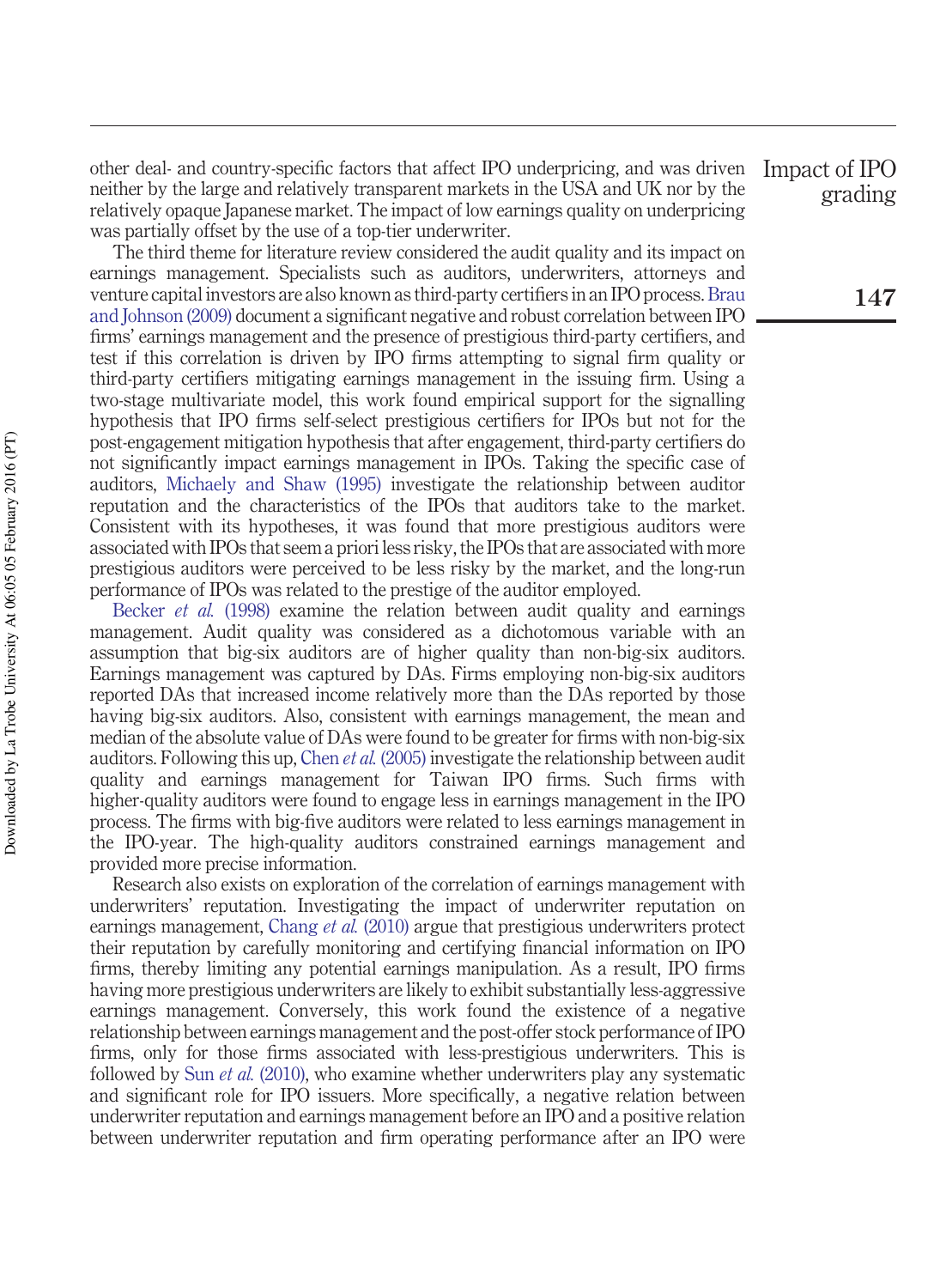other deal- and country-specific factors that affect IPO underpricing, and was driven neither by the large and relatively transparent markets in the USA and UK nor by the relatively opaque Japanese market. The impact of low earnings quality on underpricing was partially offset by the use of a top-tier underwriter.

The third theme for literature review considered the audit quality and its impact on earnings management. Specialists such as auditors, underwriters, attorneys and venture capital investors are also known as third-party certifiers in an IPO process. Brau and Johnson (2009) document a significant negative and robust correlation between IPO firms' earnings management and the presence of prestigious third-party certifiers, and test if this correlation is driven by IPO firms attempting to signal firm quality or third-party certifiers mitigating earnings management in the issuing firm. Using a two-stage multivariate model, this work found empirical support for the signalling hypothesis that IPO firms self-select prestigious certifiers for IPOs but not for the post-engagement mitigation hypothesis that after engagement, third-party certifiers do not significantly impact earnings management in IPOs. Taking the specific case of auditors, Michaely and Shaw (1995) investigate the relationship between auditor reputation and the characteristics of the IPOs that auditors take to the market. Consistent with its hypotheses, it was found that more prestigious auditors were associated with IPOs that seem a priori less risky, the IPOs that are associated with more prestigious auditors were perceived to be less risky by the market, and the long-run performance of IPOs was related to the prestige of the auditor employed.

Becker *et al.* (1998) examine the relation between audit quality and earnings management. Audit quality was considered as a dichotomous variable with an assumption that big-six auditors are of higher quality than non-big-six auditors. Earnings management was captured by DAs. Firms employing non-big-six auditors reported DAs that increased income relatively more than the DAs reported by those having big-six auditors. Also, consistent with earnings management, the mean and median of the absolute value of DAs were found to be greater for firms with non-big-six auditors. Following this up, Chen *et al.* (2005) investigate the relationship between audit quality and earnings management for Taiwan IPO firms. Such firms with higher-quality auditors were found to engage less in earnings management in the IPO process. The firms with big-five auditors were related to less earnings management in the IPO-year. The high-quality auditors constrained earnings management and provided more precise information.

Research also exists on exploration of the correlation of earnings management with underwriters' reputation. Investigating the impact of underwriter reputation on earnings management, Chang *et al.* (2010) argue that prestigious underwriters protect their reputation by carefully monitoring and certifying financial information on IPO firms, thereby limiting any potential earnings manipulation. As a result, IPO firms having more prestigious underwriters are likely to exhibit substantially less-aggressive earnings management. Conversely, this work found the existence of a negative relationship between earnings management and the post-offer stock performance of IPO firms, only for those firms associated with less-prestigious underwriters. This is followed by Sun *et al.* (2010), who examine whether underwriters play any systematic and significant role for IPO issuers. More specifically, a negative relation between underwriter reputation and earnings management before an IPO and a positive relation between underwriter reputation and firm operating performance after an IPO were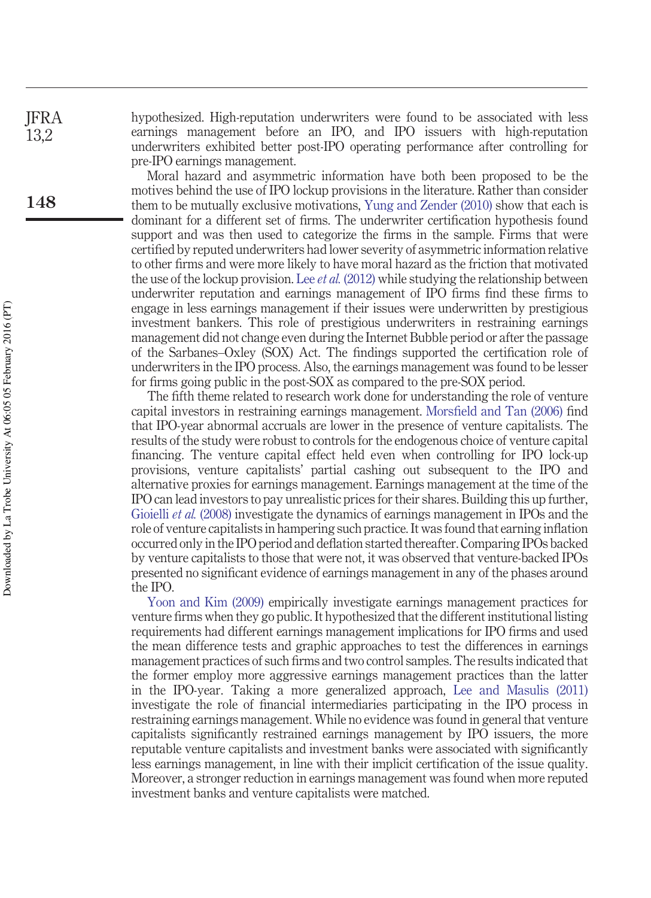hypothesized. High-reputation underwriters were found to be associated with less earnings management before an IPO, and IPO issuers with high-reputation underwriters exhibited better post-IPO operating performance after controlling for pre-IPO earnings management.

Moral hazard and asymmetric information have both been proposed to be the motives behind the use of IPO lockup provisions in the literature. Rather than consider them to be mutually exclusive motivations, Yung and Zender (2010) show that each is dominant for a different set of firms. The underwriter certification hypothesis found support and was then used to categorize the firms in the sample. Firms that were certified by reputed underwriters had lower severity of asymmetric information relative to other firms and were more likely to have moral hazard as the friction that motivated the use of the lockup provision. Lee *et al.* (2012) while studying the relationship between underwriter reputation and earnings management of IPO firms find these firms to engage in less earnings management if their issues were underwritten by prestigious investment bankers. This role of prestigious underwriters in restraining earnings management did not change even during the Internet Bubble period or after the passage of the Sarbanes–Oxley (SOX) Act. The findings supported the certification role of underwriters in the IPO process. Also, the earnings management was found to be lesser for firms going public in the post-SOX as compared to the pre-SOX period.

The fifth theme related to research work done for understanding the role of venture capital investors in restraining earnings management. Morsfield and Tan (2006) find that IPO-year abnormal accruals are lower in the presence of venture capitalists. The results of the study were robust to controls for the endogenous choice of venture capital financing. The venture capital effect held even when controlling for IPO lock-up provisions, venture capitalists' partial cashing out subsequent to the IPO and alternative proxies for earnings management. Earnings management at the time of the IPO can lead investors to pay unrealistic prices for their shares. Building this up further, Gioielli *et al.* (2008) investigate the dynamics of earnings management in IPOs and the role of venture capitalists in hampering such practice. It was found that earning inflation occurred only in the IPO period and deflation started thereafter. Comparing IPOs backed by venture capitalists to those that were not, it was observed that venture-backed IPOs presented no significant evidence of earnings management in any of the phases around the IPO.

Yoon and Kim (2009) empirically investigate earnings management practices for venture firms when they go public. It hypothesized that the different institutional listing requirements had different earnings management implications for IPO firms and used the mean difference tests and graphic approaches to test the differences in earnings management practices of such firms and two control samples. The results indicated that the former employ more aggressive earnings management practices than the latter in the IPO-year. Taking a more generalized approach, Lee and Masulis (2011) investigate the role of financial intermediaries participating in the IPO process in restraining earnings management. While no evidence was found in general that venture capitalists significantly restrained earnings management by IPO issuers, the more reputable venture capitalists and investment banks were associated with significantly less earnings management, in line with their implicit certification of the issue quality. Moreover, a stronger reduction in earnings management was found when more reputed investment banks and venture capitalists were matched.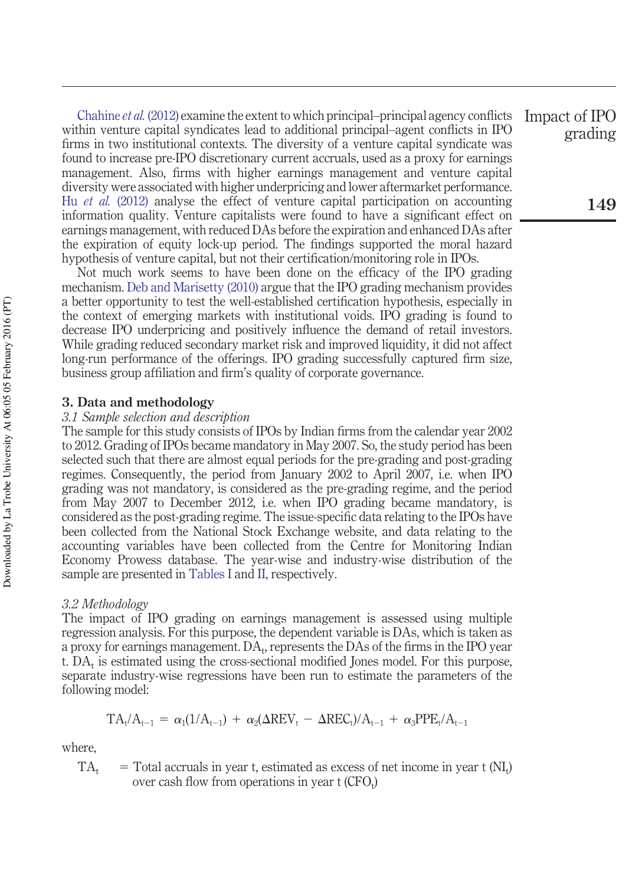Chahine *et al.* (2012) examine the extent to which principal–principal agency conflicts within venture capital syndicates lead to additional principal–agent conflicts in IPO firms in two institutional contexts. The diversity of a venture capital syndicate was found to increase pre-IPO discretionary current accruals, used as a proxy for earnings management. Also, firms with higher earnings management and venture capital diversity were associated with higher underpricing and lower aftermarket performance. Hu *et al.* (2012) analyse the effect of venture capital participation on accounting information quality. Venture capitalists were found to have a significant effect on earnings management, with reduced DAs before the expiration and enhanced DAs after the expiration of equity lock-up period. The findings supported the moral hazard hypothesis of venture capital, but not their certification/monitoring role in IPOs.

Not much work seems to have been done on the efficacy of the IPO grading mechanism. Deb and Marisetty (2010) argue that the IPO grading mechanism provides a better opportunity to test the well-established certification hypothesis, especially in the context of emerging markets with institutional voids. IPO grading is found to decrease IPO underpricing and positively influence the demand of retail investors. While grading reduced secondary market risk and improved liquidity, it did not affect long-run performance of the offerings. IPO grading successfully captured firm size, business group affiliation and firm's quality of corporate governance.

## 3. Data and methodology

### *3.1 Sample selection and description*

The sample for this study consists of IPOs by Indian firms from the calendar year 2002 to 2012. Grading of IPOs became mandatory in May 2007. So, the study period has been selected such that there are almost equal periods for the pre-grading and post-grading regimes. Consequently, the period from January 2002 to April 2007, i.e. when IPO grading was not mandatory, is considered as the pre-grading regime, and the period from May 2007 to December 2012, i.e. when IPO grading became mandatory, is considered as the post-grading regime. The issue-specific data relating to the IPOs have been collected from the National Stock Exchange website, and data relating to the accounting variables have been collected from the Centre for Monitoring Indian Economy Prowess database. The year-wise and industry-wise distribution of the sample are presented in Tables I and II, respectively.

### *3.2 Methodology*

The impact of IPO grading on earnings management is assessed using multiple regression analysis. For this purpose, the dependent variable is DAs, which is taken as a proxy for earnings management. $DA_t$, represents the DAs of the firms in the IPO year t. $DA_t$ is estimated using the cross-sectional modified Jones model. For this purpose, separate industry-wise regressions have been run to estimate the parameters of the following model:

$$TA_t/A_{t-1} = \alpha_1(1/A_{t-1}) + \alpha_2(\Delta REV_t - \Delta REC_t)/A_{t-1} + \alpha_3 PPE_t/A_{t-1}$$

where,

$TA_t$ = Total accruals in year t, estimated as excess of net income in year t ($NI_t$) over cash flow from operations in year t ($CFO_t$)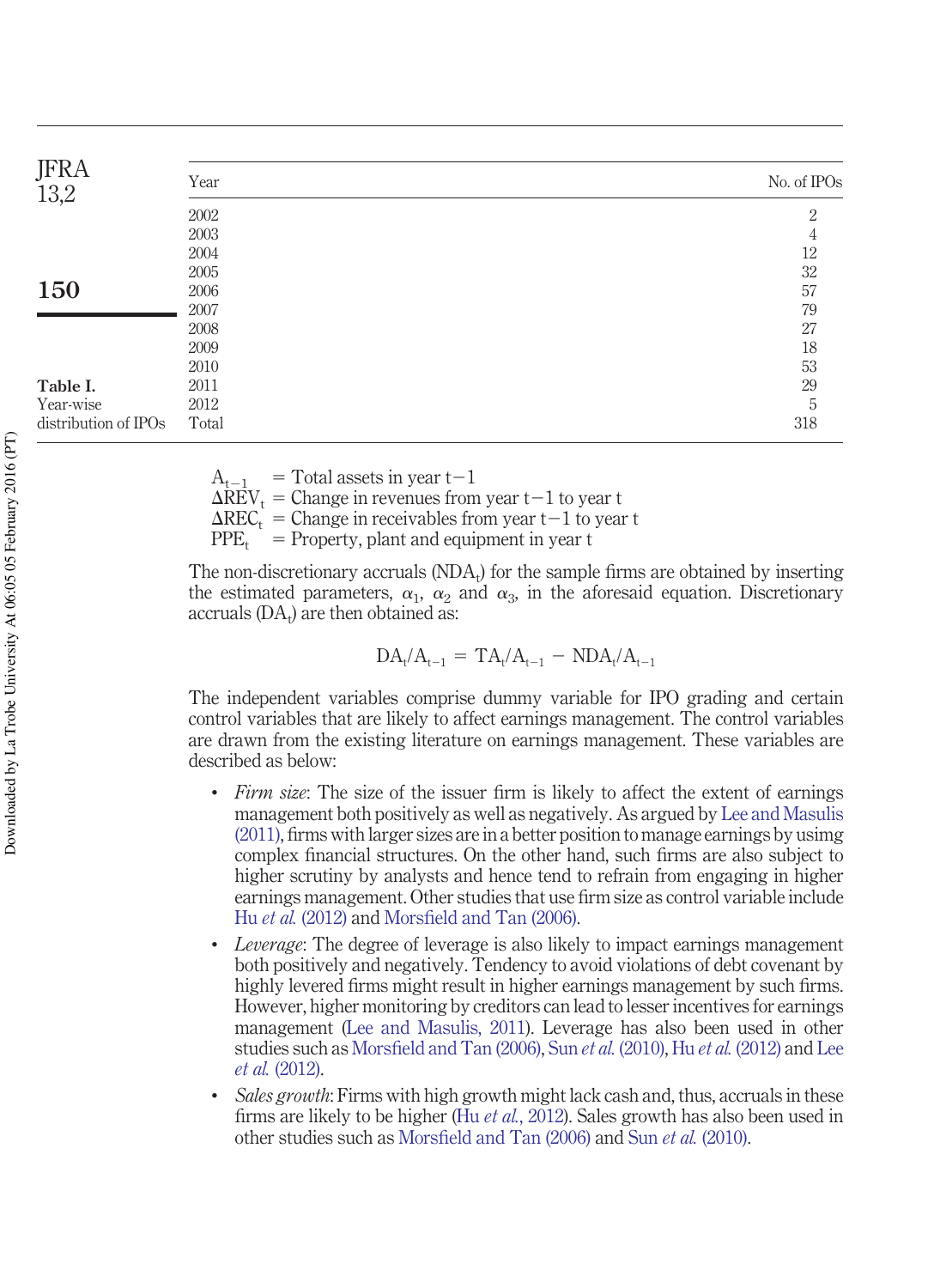**Table I.** Year-wise distribution of IPOs

| Year | No. of IPOs |
|---|---|
| 2002 | 2 |
| 2003 | 4 |
| 2004 | 12 |
| 2005 | 32 |
| 2006 | 57 |
| 2007 | 79 |
| 2008 | 27 |
| 2009 | 18 |
| 2010 | 53 |
| 2011 | 29 |
| 2012 | 5 |
| Total | 318 |

$A_{t-1}$ = Total assets in year t−1
$\Delta REV_t$ = Change in revenues from year t−1 to year t
$\Delta REC_t$ = Change in receivables from year t−1 to year t
$PPE_t$ = Property, plant and equipment in year t

The non-discretionary accruals ($NDA_t$) for the sample firms are obtained by inserting the estimated parameters, $\alpha_1$, $\alpha_2$ and $\alpha_3$, in the aforesaid equation. Discretionary accruals ($DA_t$) are then obtained as:

$$DA_t/A_{t-1} = TA_t/A_{t-1} - NDA_t/A_{t-1}$$

The independent variables comprise dummy variable for IPO grading and certain control variables that are likely to affect earnings management. The control variables are drawn from the existing literature on earnings management. These variables are described as below:

- *Firm size*: The size of the issuer firm is likely to affect the extent of earnings management both positively as well as negatively. As argued by Lee and Masulis (2011), firms with larger sizes are in a better position to manage earnings by usimg complex financial structures. On the other hand, such firms are also subject to higher scrutiny by analysts and hence tend to refrain from engaging in higher earnings management. Other studies that use firm size as control variable include Hu *et al.* (2012) and Morsfield and Tan (2006).
- *Leverage*: The degree of leverage is also likely to impact earnings management both positively and negatively. Tendency to avoid violations of debt covenant by highly levered firms might result in higher earnings management by such firms. However, higher monitoring by creditors can lead to lesser incentives for earnings management (Lee and Masulis, 2011). Leverage has also been used in other studies such as Morsfield and Tan (2006), Sun *et al.* (2010), Hu *et al.* (2012) and Lee *et al.* (2012).
- *Sales growth*: Firms with high growth might lack cash and, thus, accruals in these firms are likely to be higher (Hu *et al.*, 2012). Sales growth has also been used in other studies such as Morsfield and Tan (2006) and Sun *et al.* (2010).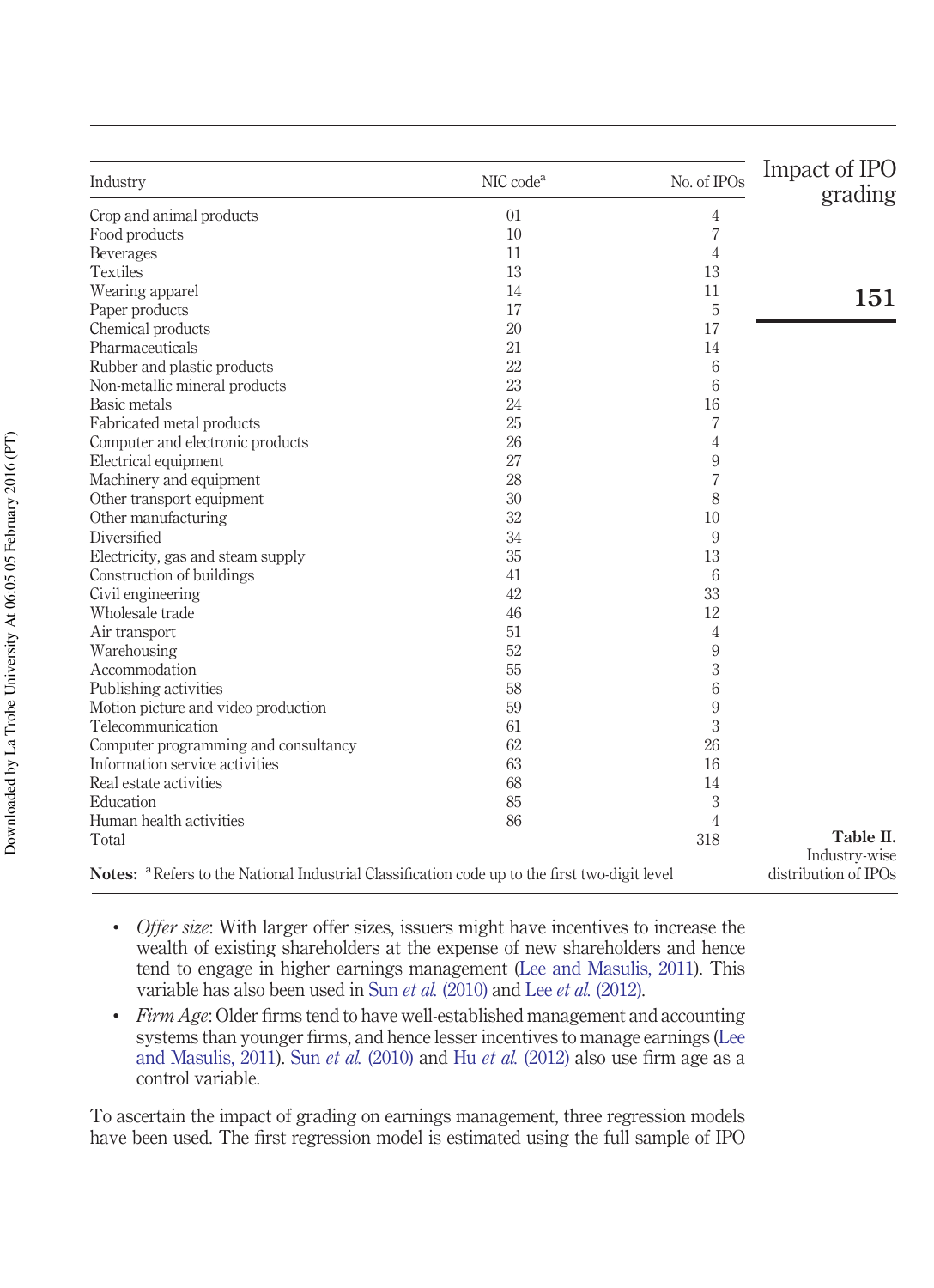**Table II.** Industry-wise distribution of IPOs

| Industry | NIC code[a] | No. of IPOs |
|---|---|---|
| Crop and animal products | 01 | 4 |
| Food products | 10 | 7 |
| Beverages | 11 | 4 |
| Textiles | 13 | 13 |
| Wearing apparel | 14 | 11 |
| Paper products | 17 | 5 |
| Chemical products | 20 | 17 |
| Pharmaceuticals | 21 | 14 |
| Rubber and plastic products | 22 | 6 |
| Non-metallic mineral products | 23 | 6 |
| Basic metals | 24 | 16 |
| Fabricated metal products | 25 | 7 |
| Computer and electronic products | 26 | 4 |
| Electrical equipment | 27 | 9 |
| Machinery and equipment | 28 | 7 |
| Other transport equipment | 30 | 8 |
| Other manufacturing | 32 | 10 |
| Diversified | 34 | 9 |
| Electricity, gas and steam supply | 35 | 13 |
| Construction of buildings | 41 | 6 |
| Civil engineering | 42 | 33 |
| Wholesale trade | 46 | 12 |
| Air transport | 51 | 4 |
| Warehousing | 52 | 9 |
| Accommodation | 55 | 3 |
| Publishing activities | 58 | 6 |
| Motion picture and video production | 59 | 9 |
| Telecommunication | 61 | 3 |
| Computer programming and consultancy | 62 | 26 |
| Information service activities | 63 | 16 |
| Real estate activities | 68 | 14 |
| Education | 85 | 3 |
| Human health activities | 86 | 4 |
| Total | | 318 |

**Notes:** [a]Refers to the National Industrial Classification code up to the first two-digit level

- *Offer size*: With larger offer sizes, issuers might have incentives to increase the wealth of existing shareholders at the expense of new shareholders and hence tend to engage in higher earnings management (Lee and Masulis, 2011). This variable has also been used in Sun *et al.* (2010) and Lee *et al.* (2012).
- *Firm Age*: Older firms tend to have well-established management and accounting systems than younger firms, and hence lesser incentives to manage earnings (Lee and Masulis, 2011). Sun *et al.* (2010) and Hu *et al.* (2012) also use firm age as a control variable.

To ascertain the impact of grading on earnings management, three regression models have been used. The first regression model is estimated using the full sample of IPO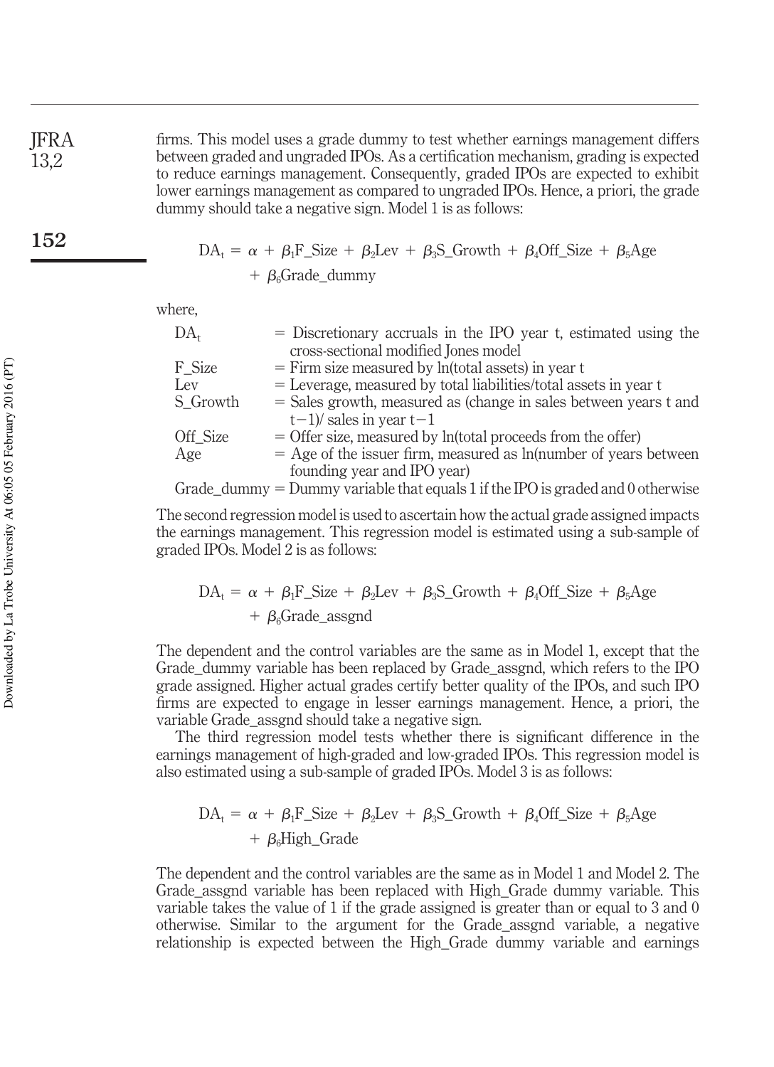firms. This model uses a grade dummy to test whether earnings management differs between graded and ungraded IPOs. As a certification mechanism, grading is expected to reduce earnings management. Consequently, graded IPOs are expected to exhibit lower earnings management as compared to ungraded IPOs. Hence, a priori, the grade dummy should take a negative sign. Model 1 is as follows:

$$DA_t = \alpha + \beta_1 F\_Size + \beta_2 Lev + \beta_3 S\_Growth + \beta_4 Off\_Size + \beta_5 Age + \beta_6 Grade\_dummy$$

where,

| | |
|---|---|
| $DA_t$ | = Discretionary accruals in the IPO year t, estimated using the cross-sectional modified Jones model |
| F_Size | = Firm size measured by ln(total assets) in year t |
| Lev | = Leverage, measured by total liabilities/total assets in year t |
| S_Growth | = Sales growth, measured as (change in sales between years t and t−1)/ sales in year t−1 |
| Off_Size | = Offer size, measured by ln(total proceeds from the offer) |
| Age | = Age of the issuer firm, measured as ln(number of years between founding year and IPO year) |
| Grade_dummy | = Dummy variable that equals 1 if the IPO is graded and 0 otherwise |

The second regression model is used to ascertain how the actual grade assigned impacts the earnings management. This regression model is estimated using a sub-sample of graded IPOs. Model 2 is as follows:

$$DA_t = \alpha + \beta_1 F\_Size + \beta_2 Lev + \beta_3 S\_Growth + \beta_4 Off\_Size + \beta_5 Age + \beta_6 Grade\_assgnd$$

The dependent and the control variables are the same as in Model 1, except that the Grade_dummy variable has been replaced by Grade_assgnd, which refers to the IPO grade assigned. Higher actual grades certify better quality of the IPOs, and such IPO firms are expected to engage in lesser earnings management. Hence, a priori, the variable Grade_assgnd should take a negative sign.

The third regression model tests whether there is significant difference in the earnings management of high-graded and low-graded IPOs. This regression model is also estimated using a sub-sample of graded IPOs. Model 3 is as follows:

$$DA_t = \alpha + \beta_1 F\_Size + \beta_2 Lev + \beta_3 S\_Growth + \beta_4 Off\_Size + \beta_5 Age + \beta_6 High\_Grade$$

The dependent and the control variables are the same as in Model 1 and Model 2. The Grade_assgnd variable has been replaced with High_Grade dummy variable. This variable takes the value of 1 if the grade assigned is greater than or equal to 3 and 0 otherwise. Similar to the argument for the Grade_assgnd variable, a negative relationship is expected between the High_Grade dummy variable and earnings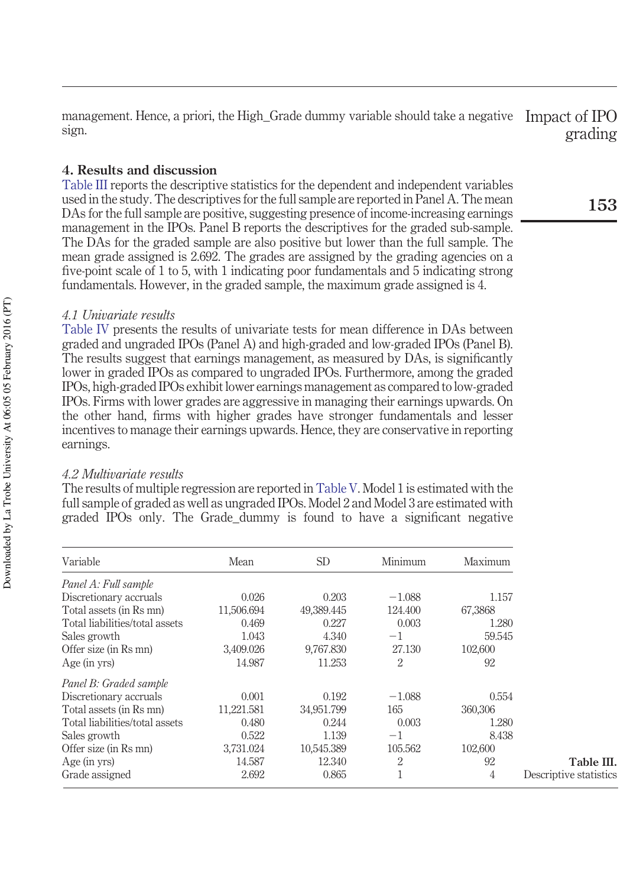management. Hence, a priori, the High_Grade dummy variable should take a negative sign.

## 4. Results and discussion

Table III reports the descriptive statistics for the dependent and independent variables used in the study. The descriptives for the full sample are reported in Panel A. The mean DAs for the full sample are positive, suggesting presence of income-increasing earnings management in the IPOs. Panel B reports the descriptives for the graded sub-sample. The DAs for the graded sample are also positive but lower than the full sample. The mean grade assigned is 2.692. The grades are assigned by the grading agencies on a five-point scale of 1 to 5, with 1 indicating poor fundamentals and 5 indicating strong fundamentals. However, in the graded sample, the maximum grade assigned is 4.

### *4.1 Univariate results*

Table IV presents the results of univariate tests for mean difference in DAs between graded and ungraded IPOs (Panel A) and high-graded and low-graded IPOs (Panel B). The results suggest that earnings management, as measured by DAs, is significantly lower in graded IPOs as compared to ungraded IPOs. Furthermore, among the graded IPOs, high-graded IPOs exhibit lower earnings management as compared to low-graded IPOs. Firms with lower grades are aggressive in managing their earnings upwards. On the other hand, firms with higher grades have stronger fundamentals and lesser incentives to manage their earnings upwards. Hence, they are conservative in reporting earnings.

### *4.2 Multivariate results*

The results of multiple regression are reported in Table V. Model 1 is estimated with the full sample of graded as well as ungraded IPOs. Model 2 and Model 3 are estimated with graded IPOs only. The Grade_dummy is found to have a significant negative

| Variable | Mean | SD | Minimum | Maximum |
|---|---|---|---|---|
| *Panel A: Full sample* | | | | |
| Discretionary accruals | 0.026 | 0.203 | −1.088 | 1.157 |
| Total assets (in Rs mn) | 11,506.694 | 49,389.445 | 124.400 | 67,3868 |
| Total liabilities/total assets | 0.469 | 0.227 | 0.003 | 1.280 |
| Sales growth | 1.043 | 4.340 | −1 | 59.545 |
| Offer size (in Rs mn) | 3,409.026 | 9,767.830 | 27.130 | 102,600 |
| Age (in yrs) | 14.987 | 11.253 | 2 | 92 |
| *Panel B: Graded sample* | | | | |
| Discretionary accruals | 0.001 | 0.192 | −1.088 | 0.554 |
| Total assets (in Rs mn) | 11,221.581 | 34,951.799 | 165 | 360,306 |
| Total liabilities/total assets | 0.480 | 0.244 | 0.003 | 1.280 |
| Sales growth | 0.522 | 1.139 | −1 | 8.438 |
| Offer size (in Rs mn) | 3,731.024 | 10,545.389 | 105.562 | 102,600 |
| Age (in yrs) | 14.587 | 12.340 | 2 | 92 |
| Grade assigned | 2.692 | 0.865 | 1 | 4 |

**Table III.** Descriptive statistics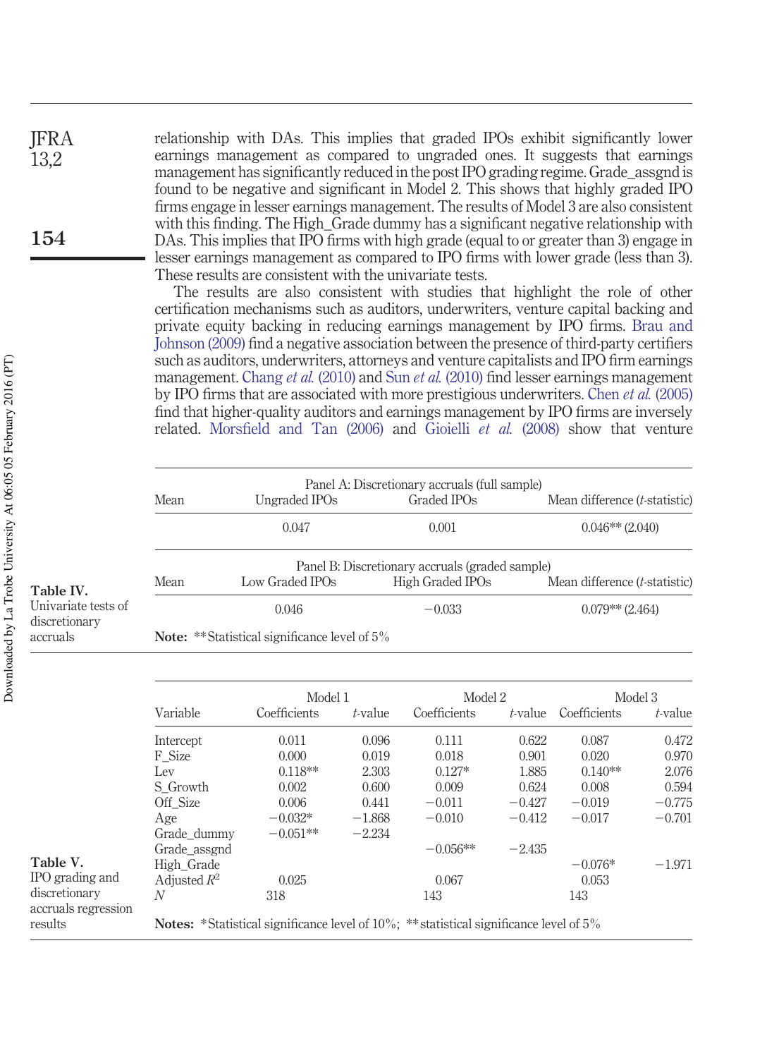relationship with DAs. This implies that graded IPOs exhibit significantly lower earnings management as compared to ungraded ones. It suggests that earnings management has significantly reduced in the post IPO grading regime. Grade_assgnd is found to be negative and significant in Model 2. This shows that highly graded IPO firms engage in lesser earnings management. The results of Model 3 are also consistent with this finding. The High_Grade dummy has a significant negative relationship with DAs. This implies that IPO firms with high grade (equal to or greater than 3) engage in lesser earnings management as compared to IPO firms with lower grade (less than 3). These results are consistent with the univariate tests.

The results are also consistent with studies that highlight the role of other certification mechanisms such as auditors, underwriters, venture capital backing and private equity backing in reducing earnings management by IPO firms. Brau and Johnson (2009) find a negative association between the presence of third-party certifiers such as auditors, underwriters, attorneys and venture capitalists and IPO firm earnings management. Chang *et al.* (2010) and Sun *et al.* (2010) find lesser earnings management by IPO firms that are associated with more prestigious underwriters. Chen *et al.* (2005) find that higher-quality auditors and earnings management by IPO firms are inversely related. Morsfield and Tan (2006) and Gioielli *et al.* (2008) show that venture

**Table IV.** Univariate tests of discretionary accruals

| Mean | Panel A: Discretionary accruals (full sample) | | |
|---|---|---|---|
| | Ungraded IPOs | Graded IPOs | Mean difference (*t*-statistic) |
| | 0.047 | 0.001 | 0.046** (2.040) |
| **Mean** | **Panel B: Discretionary accruals (graded sample)** | | |
| | Low Graded IPOs | High Graded IPOs | Mean difference (*t*-statistic) |
| | 0.046 | −0.033 | 0.079** (2.464) |

**Note:** **Statistical significance level of 5%

**Table V.** IPO grading and discretionary accruals regression results

| Variable | Model 1 | | Model 2 | | Model 3 | |
|---|---|---|---|---|---|---|
| | Coefficients | *t*-value | Coefficients | *t*-value | Coefficients | *t*-value |
| Intercept | 0.011 | 0.096 | 0.111 | 0.622 | 0.087 | 0.472 |
| F_Size | 0.000 | 0.019 | 0.018 | 0.901 | 0.020 | 0.970 |
| Lev | 0.118** | 2.303 | 0.127* | 1.885 | 0.140** | 2.076 |
| S_Growth | 0.002 | 0.600 | 0.009 | 0.624 | 0.008 | 0.594 |
| Off_Size | 0.006 | 0.441 | −0.011 | −0.427 | −0.019 | −0.775 |
| Age | −0.032* | −1.868 | −0.010 | −0.412 | −0.017 | −0.701 |
| Grade_dummy | −0.051** | −2.234 | | | | |
| Grade_assgnd | | | −0.056** | −2.435 | | |
| High_Grade | | | | | −0.076* | −1.971 |
| Adjusted $R^2$ | 0.025 | | 0.067 | | 0.053 | |
| *N* | 318 | | 143 | | 143 | |

**Notes:** *Statistical significance level of 10%; **statistical significance level of 5%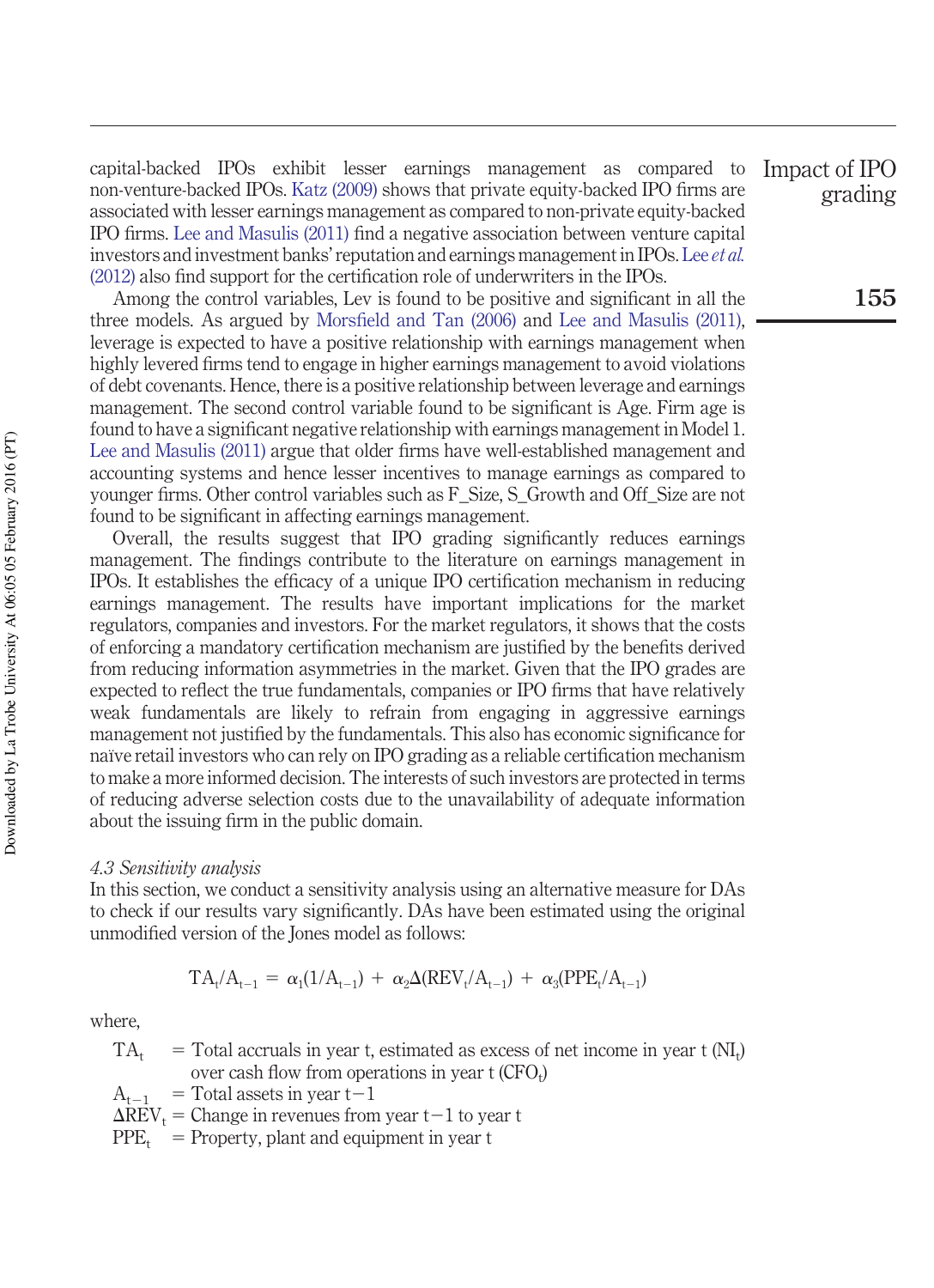capital-backed IPOs exhibit lesser earnings management as compared to non-venture-backed IPOs. Katz (2009) shows that private equity-backed IPO firms are associated with lesser earnings management as compared to non-private equity-backed IPO firms. Lee and Masulis (2011) find a negative association between venture capital investors and investment banks' reputation and earnings management in IPOs. Lee *et al.* (2012) also find support for the certification role of underwriters in the IPOs.

Among the control variables, Lev is found to be positive and significant in all the three models. As argued by Morsfield and Tan (2006) and Lee and Masulis (2011), leverage is expected to have a positive relationship with earnings management when highly levered firms tend to engage in higher earnings management to avoid violations of debt covenants. Hence, there is a positive relationship between leverage and earnings management. The second control variable found to be significant is Age. Firm age is found to have a significant negative relationship with earnings management in Model 1. Lee and Masulis (2011) argue that older firms have well-established management and accounting systems and hence lesser incentives to manage earnings as compared to younger firms. Other control variables such as F_Size, S_Growth and Off_Size are not found to be significant in affecting earnings management.

Overall, the results suggest that IPO grading significantly reduces earnings management. The findings contribute to the literature on earnings management in IPOs. It establishes the efficacy of a unique IPO certification mechanism in reducing earnings management. The results have important implications for the market regulators, companies and investors. For the market regulators, it shows that the costs of enforcing a mandatory certification mechanism are justified by the benefits derived from reducing information asymmetries in the market. Given that the IPO grades are expected to reflect the true fundamentals, companies or IPO firms that have relatively weak fundamentals are likely to refrain from engaging in aggressive earnings management not justified by the fundamentals. This also has economic significance for naïve retail investors who can rely on IPO grading as a reliable certification mechanism to make a more informed decision. The interests of such investors are protected in terms of reducing adverse selection costs due to the unavailability of adequate information about the issuing firm in the public domain.

### *4.3 Sensitivity analysis*

In this section, we conduct a sensitivity analysis using an alternative measure for DAs to check if our results vary significantly. DAs have been estimated using the original unmodified version of the Jones model as follows:

$$TA_t/A_{t-1} = \alpha_1(1/A_{t-1}) + \alpha_2\Delta(REV_t/A_{t-1}) + \alpha_3(PPE_t/A_{t-1})$$

where,

$TA_t$ = Total accruals in year t, estimated as excess of net income in year t ($NI_t$) over cash flow from operations in year t ($CFO_t$)

$A_{t-1}$ = Total assets in year t−1

$\Delta REV_t$ = Change in revenues from year t−1 to year t

$PPE_t$ = Property, plant and equipment in year t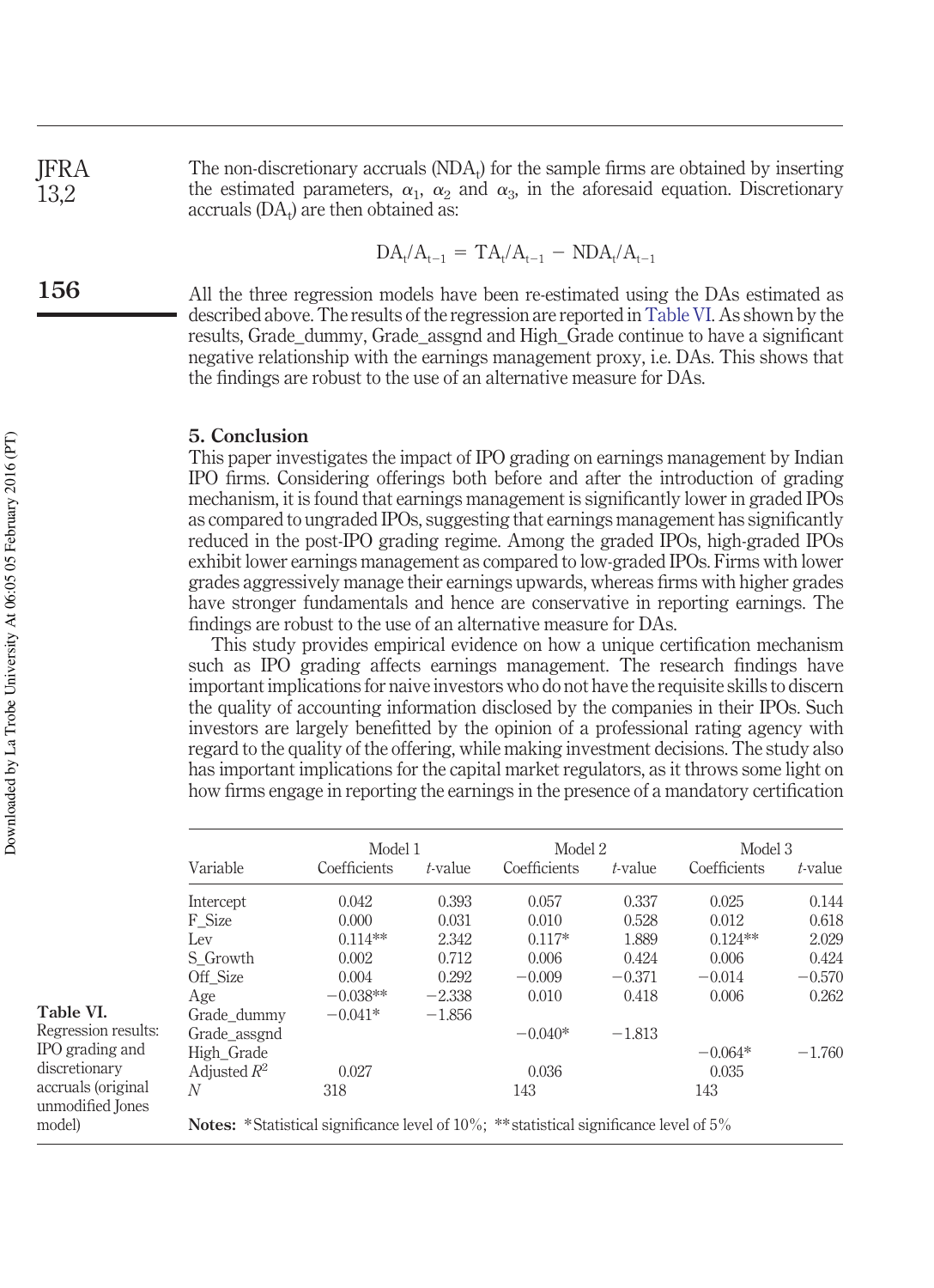The non-discretionary accruals ($NDA_t$) for the sample firms are obtained by inserting the estimated parameters, $\alpha_1$, $\alpha_2$ and $\alpha_3$, in the aforesaid equation. Discretionary accruals ($DA_t$) are then obtained as:

$$DA_t/A_{t-1} = TA_t/A_{t-1} - NDA_t/A_{t-1}$$

All the three regression models have been re-estimated using the DAs estimated as described above. The results of the regression are reported in Table VI. As shown by the results, Grade_dummy, Grade_assgnd and High_Grade continue to have a significant negative relationship with the earnings management proxy, i.e. DAs. This shows that the findings are robust to the use of an alternative measure for DAs.

## 5. Conclusion

This paper investigates the impact of IPO grading on earnings management by Indian IPO firms. Considering offerings both before and after the introduction of grading mechanism, it is found that earnings management is significantly lower in graded IPOs as compared to ungraded IPOs, suggesting that earnings management has significantly reduced in the post-IPO grading regime. Among the graded IPOs, high-graded IPOs exhibit lower earnings management as compared to low-graded IPOs. Firms with lower grades aggressively manage their earnings upwards, whereas firms with higher grades have stronger fundamentals and hence are conservative in reporting earnings. The findings are robust to the use of an alternative measure for DAs.

This study provides empirical evidence on how a unique certification mechanism such as IPO grading affects earnings management. The research findings have important implications for naive investors who do not have the requisite skills to discern the quality of accounting information disclosed by the companies in their IPOs. Such investors are largely benefitted by the opinion of a professional rating agency with regard to the quality of the offering, while making investment decisions. The study also has important implications for the capital market regulators, as it throws some light on how firms engage in reporting the earnings in the presence of a mandatory certification

**Table VI.** Regression results: IPO grading and discretionary accruals (original unmodified Jones model)

| Variable | Model 1 | | Model 2 | | Model 3 | |
|---|---|---|---|---|---|---|
| | Coefficients | *t*-value | Coefficients | *t*-value | Coefficients | *t*-value |
| Intercept | 0.042 | 0.393 | 0.057 | 0.337 | 0.025 | 0.144 |
| F_Size | 0.000 | 0.031 | 0.010 | 0.528 | 0.012 | 0.618 |
| Lev | 0.114** | 2.342 | 0.117* | 1.889 | 0.124** | 2.029 |
| S_Growth | 0.002 | 0.712 | 0.006 | 0.424 | 0.006 | 0.424 |
| Off_Size | 0.004 | 0.292 | −0.009 | −0.371 | −0.014 | −0.570 |
| Age | −0.038** | −2.338 | 0.010 | 0.418 | 0.006 | 0.262 |
| Grade_dummy | −0.041* | −1.856 | | | | |
| Grade_assgnd | | | −0.040* | −1.813 | | |
| High_Grade | | | | | −0.064* | −1.760 |
| Adjusted $R^2$ | 0.027 | | 0.036 | | 0.035 | |
| *N* | 318 | | 143 | | 143 | |

**Notes:** *Statistical significance level of 10%; **statistical significance level of 5%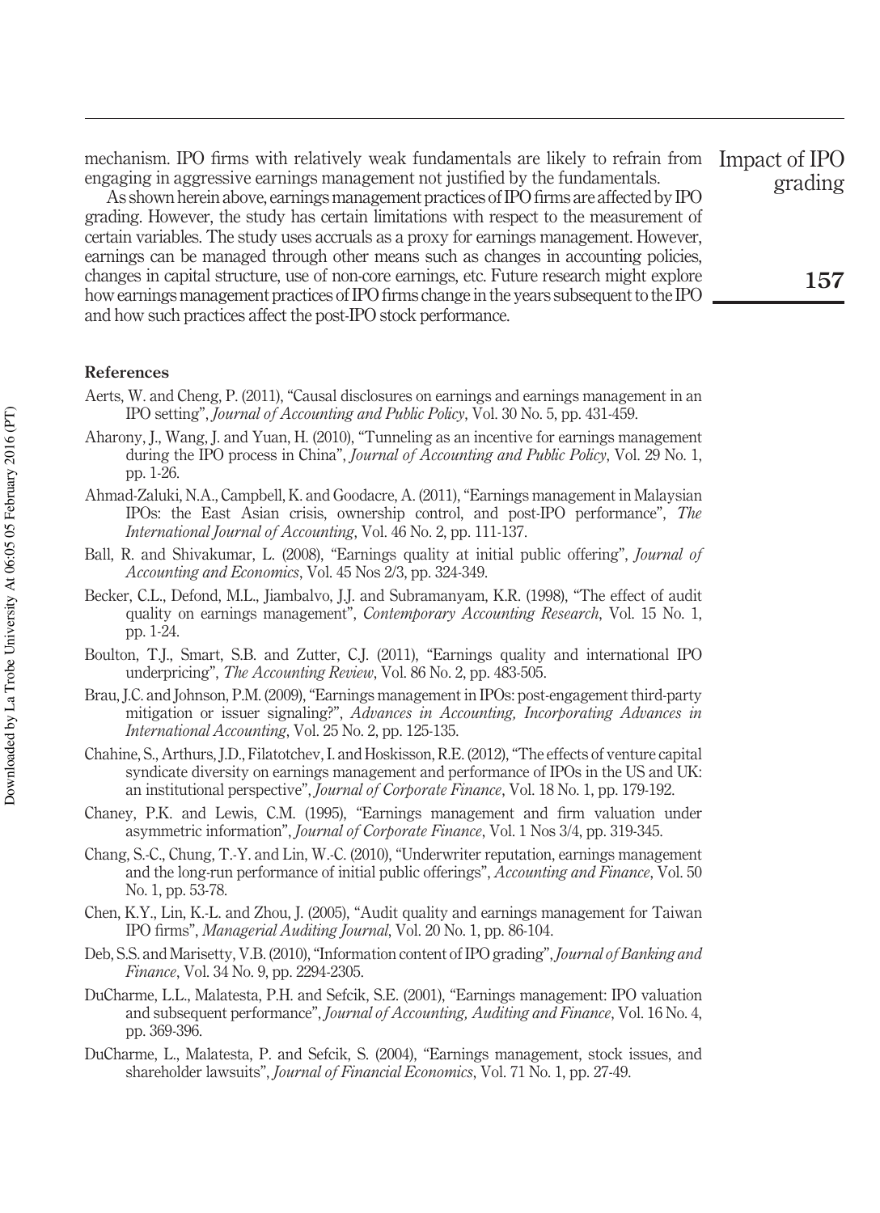mechanism. IPO firms with relatively weak fundamentals are likely to refrain from engaging in aggressive earnings management not justified by the fundamentals.

As shown herein above, earnings management practices of IPO firms are affected by IPO grading. However, the study has certain limitations with respect to the measurement of certain variables. The study uses accruals as a proxy for earnings management. However, earnings can be managed through other means such as changes in accounting policies, changes in capital structure, use of non-core earnings, etc. Future research might explore how earnings management practices of IPO firms change in the years subsequent to the IPO and how such practices affect the post-IPO stock performance.

## References

Aerts, W. and Cheng, P. (2011), "Causal disclosures on earnings and earnings management in an IPO setting", *Journal of Accounting and Public Policy*, Vol. 30 No. 5, pp. 431-459.

Aharony, J., Wang, J. and Yuan, H. (2010), "Tunneling as an incentive for earnings management during the IPO process in China", *Journal of Accounting and Public Policy*, Vol. 29 No. 1, pp. 1-26.

Ahmad-Zaluki, N.A., Campbell, K. and Goodacre, A. (2011), "Earnings management in Malaysian IPOs: the East Asian crisis, ownership control, and post-IPO performance", *The International Journal of Accounting*, Vol. 46 No. 2, pp. 111-137.

Ball, R. and Shivakumar, L. (2008), "Earnings quality at initial public offering", *Journal of Accounting and Economics*, Vol. 45 Nos 2/3, pp. 324-349.

Becker, C.L., Defond, M.L., Jiambalvo, J.J. and Subramanyam, K.R. (1998), "The effect of audit quality on earnings management", *Contemporary Accounting Research*, Vol. 15 No. 1, pp. 1-24.

Boulton, T.J., Smart, S.B. and Zutter, C.J. (2011), "Earnings quality and international IPO underpricing", *The Accounting Review*, Vol. 86 No. 2, pp. 483-505.

Brau, J.C. and Johnson, P.M. (2009), "Earnings management in IPOs: post-engagement third-party mitigation or issuer signaling?", *Advances in Accounting, Incorporating Advances in International Accounting*, Vol. 25 No. 2, pp. 125-135.

Chahine, S., Arthurs, J.D., Filatotchev, I. and Hoskisson, R.E. (2012), "The effects of venture capital syndicate diversity on earnings management and performance of IPOs in the US and UK: an institutional perspective", *Journal of Corporate Finance*, Vol. 18 No. 1, pp. 179-192.

Chaney, P.K. and Lewis, C.M. (1995), "Earnings management and firm valuation under asymmetric information", *Journal of Corporate Finance*, Vol. 1 Nos 3/4, pp. 319-345.

Chang, S.-C., Chung, T.-Y. and Lin, W.-C. (2010), "Underwriter reputation, earnings management and the long-run performance of initial public offerings", *Accounting and Finance*, Vol. 50 No. 1, pp. 53-78.

Chen, K.Y., Lin, K.-L. and Zhou, J. (2005), "Audit quality and earnings management for Taiwan IPO firms", *Managerial Auditing Journal*, Vol. 20 No. 1, pp. 86-104.

Deb, S.S. and Marisetty, V.B. (2010), "Information content of IPO grading", *Journal of Banking and Finance*, Vol. 34 No. 9, pp. 2294-2305.

DuCharme, L.L., Malatesta, P.H. and Sefcik, S.E. (2001), "Earnings management: IPO valuation and subsequent performance", *Journal of Accounting, Auditing and Finance*, Vol. 16 No. 4, pp. 369-396.

DuCharme, L., Malatesta, P. and Sefcik, S. (2004), "Earnings management, stock issues, and shareholder lawsuits", *Journal of Financial Economics*, Vol. 71 No. 1, pp. 27-49.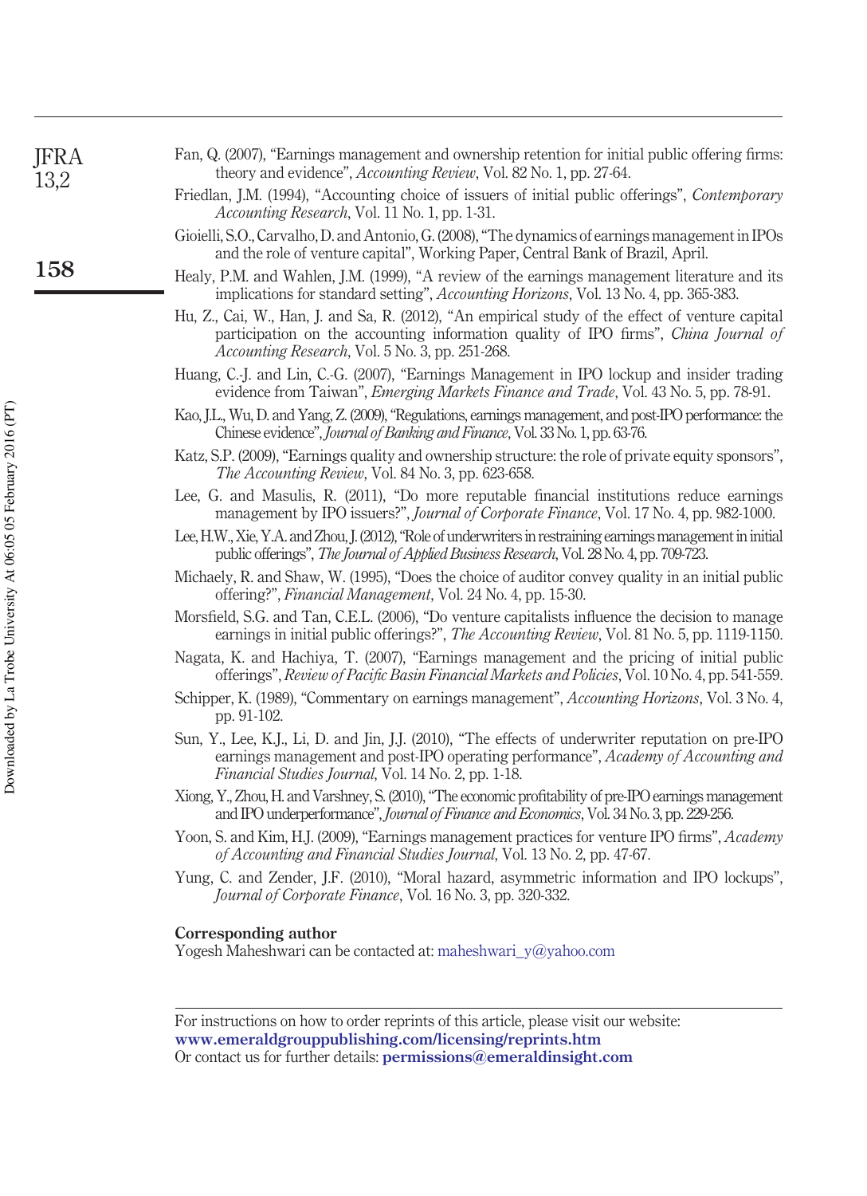Fan, Q. (2007), "Earnings management and ownership retention for initial public offering firms: theory and evidence", *Accounting Review*, Vol. 82 No. 1, pp. 27-64.

Friedlan, J.M. (1994), "Accounting choice of issuers of initial public offerings", *Contemporary Accounting Research*, Vol. 11 No. 1, pp. 1-31.

Gioielli, S.O., Carvalho, D. and Antonio, G. (2008), "The dynamics of earnings management in IPOs and the role of venture capital", Working Paper, Central Bank of Brazil, April.

Healy, P.M. and Wahlen, J.M. (1999), "A review of the earnings management literature and its implications for standard setting", *Accounting Horizons*, Vol. 13 No. 4, pp. 365-383.

Hu, Z., Cai, W., Han, J. and Sa, R. (2012), "An empirical study of the effect of venture capital participation on the accounting information quality of IPO firms", *China Journal of Accounting Research*, Vol. 5 No. 3, pp. 251-268.

Huang, C.-J. and Lin, C.-G. (2007), "Earnings Management in IPO lockup and insider trading evidence from Taiwan", *Emerging Markets Finance and Trade*, Vol. 43 No. 5, pp. 78-91.

Kao, J.L., Wu, D. and Yang, Z. (2009), "Regulations, earnings management, and post-IPO performance: the Chinese evidence", *Journal of Banking and Finance*, Vol. 33 No. 1, pp. 63-76.

Katz, S.P. (2009), "Earnings quality and ownership structure: the role of private equity sponsors", *The Accounting Review*, Vol. 84 No. 3, pp. 623-658.

Lee, G. and Masulis, R. (2011), "Do more reputable financial institutions reduce earnings management by IPO issuers?", *Journal of Corporate Finance*, Vol. 17 No. 4, pp. 982-1000.

Lee, H.W., Xie, Y.A. and Zhou, J. (2012), "Role of underwriters in restraining earnings management in initial public offerings", *The Journal of Applied Business Research*, Vol. 28 No. 4, pp. 709-723.

Michaely, R. and Shaw, W. (1995), "Does the choice of auditor convey quality in an initial public offering?", *Financial Management*, Vol. 24 No. 4, pp. 15-30.

Morsfield, S.G. and Tan, C.E.L. (2006), "Do venture capitalists influence the decision to manage earnings in initial public offerings?", *The Accounting Review*, Vol. 81 No. 5, pp. 1119-1150.

Nagata, K. and Hachiya, T. (2007), "Earnings management and the pricing of initial public offerings", *Review of Pacific Basin Financial Markets and Policies*, Vol. 10 No. 4, pp. 541-559.

Schipper, K. (1989), "Commentary on earnings management", *Accounting Horizons*, Vol. 3 No. 4, pp. 91-102.

Sun, Y., Lee, K.J., Li, D. and Jin, J.J. (2010), "The effects of underwriter reputation on pre-IPO earnings management and post-IPO operating performance", *Academy of Accounting and Financial Studies Journal*, Vol. 14 No. 2, pp. 1-18.

Xiong, Y., Zhou, H. and Varshney, S. (2010), "The economic profitability of pre-IPO earnings management and IPO underperformance", *Journal of Finance and Economics*, Vol. 34 No. 3, pp. 229-256.

Yoon, S. and Kim, H.J. (2009), "Earnings management practices for venture IPO firms", *Academy of Accounting and Financial Studies Journal*, Vol. 13 No. 2, pp. 47-67.

Yung, C. and Zender, J.F. (2010), "Moral hazard, asymmetric information and IPO lockups", *Journal of Corporate Finance*, Vol. 16 No. 3, pp. 320-332.

**Corresponding author**

Yogesh Maheshwari can be contacted at: maheshwari_y@yahoo.com

For instructions on how to order reprints of this article, please visit our website:
**www.emeraldgrouppublishing.com/licensing/reprints.htm**
Or contact us for further details: **permissions@emeraldinsight.com**